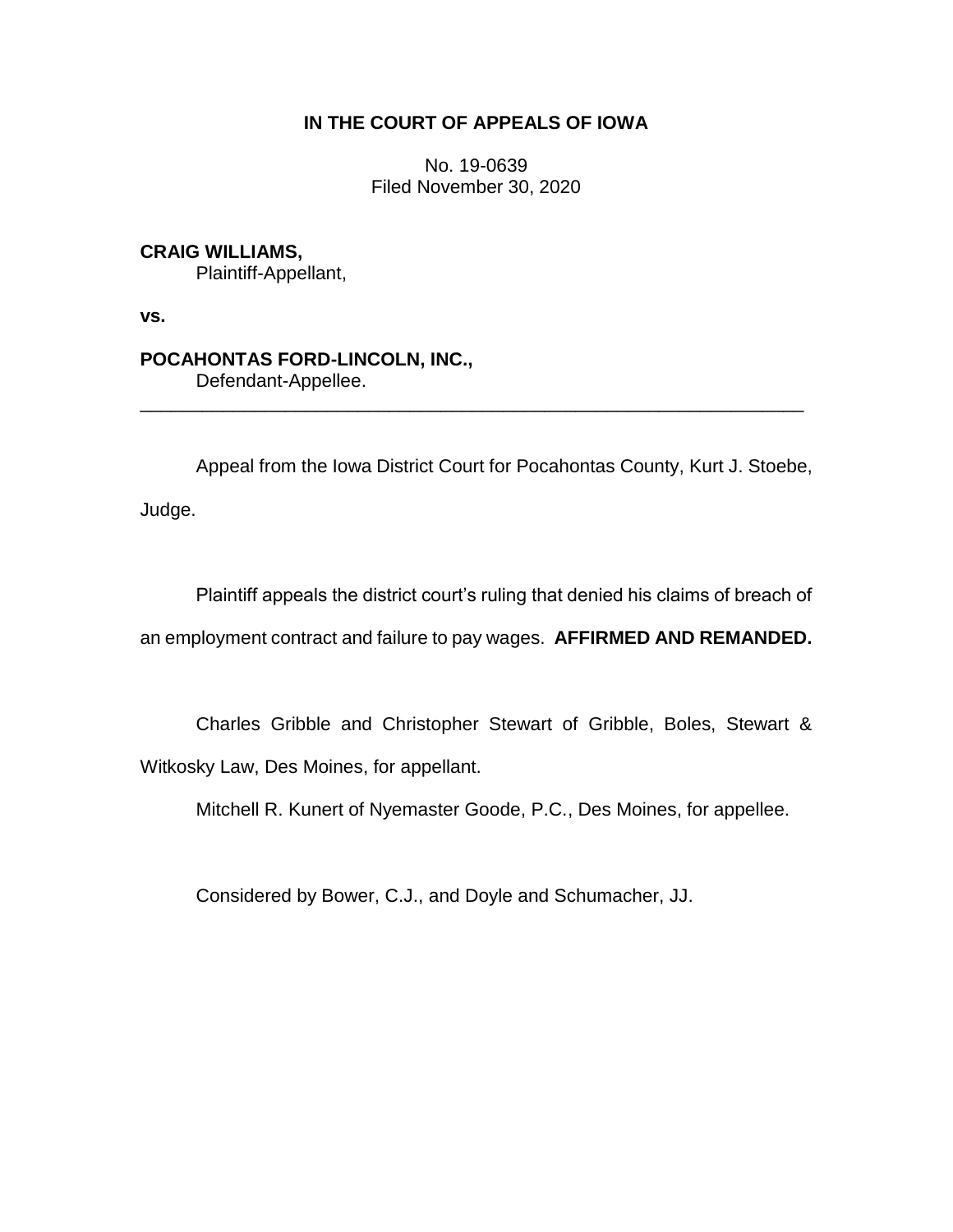**IN THE COURT OF APPEALS OF IOWA**

No. 19-0639
Filed November 30, 2020

**CRAIG WILLIAMS,**
Plaintiff-Appellant,

**vs.**

**POCAHONTAS FORD-LINCOLN, INC.,**
Defendant-Appellee.

---

Appeal from the Iowa District Court for Pocahontas County, Kurt J. Stoebe, Judge.

Plaintiff appeals the district court's ruling that denied his claims of breach of an employment contract and failure to pay wages. **AFFIRMED AND REMANDED.**

Charles Gribble and Christopher Stewart of Gribble, Boles, Stewart & Witkosky Law, Des Moines, for appellant.

Mitchell R. Kunert of Nyemaster Goode, P.C., Des Moines, for appellee.

Considered by Bower, C.J., and Doyle and Schumacher, JJ.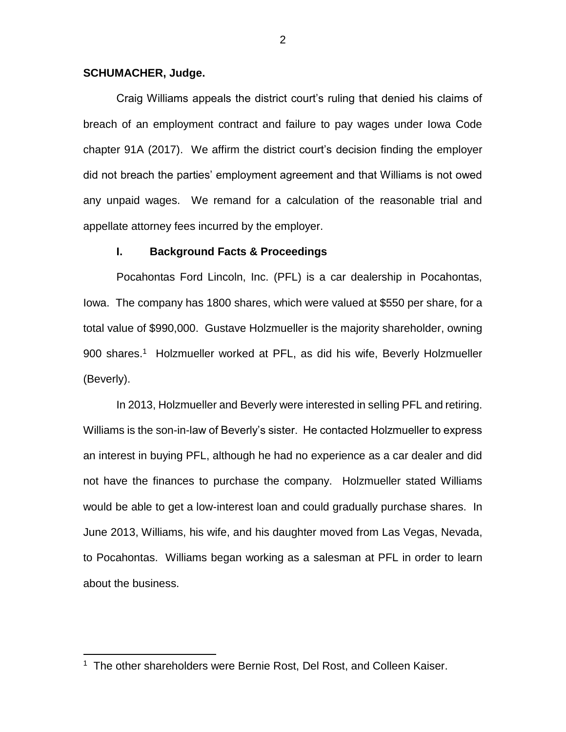**SCHUMACHER, Judge.**

Craig Williams appeals the district court's ruling that denied his claims of breach of an employment contract and failure to pay wages under Iowa Code chapter 91A (2017). We affirm the district court's decision finding the employer did not breach the parties' employment agreement and that Williams is not owed any unpaid wages. We remand for a calculation of the reasonable trial and appellate attorney fees incurred by the employer.

## I. Background Facts & Proceedings

Pocahontas Ford Lincoln, Inc. (PFL) is a car dealership in Pocahontas, Iowa. The company has 1800 shares, which were valued at $550 per share, for a total value of $990,000. Gustave Holzmueller is the majority shareholder, owning 900 shares.[1] Holzmueller worked at PFL, as did his wife, Beverly Holzmueller (Beverly).

In 2013, Holzmueller and Beverly were interested in selling PFL and retiring. Williams is the son-in-law of Beverly's sister. He contacted Holzmueller to express an interest in buying PFL, although he had no experience as a car dealer and did not have the finances to purchase the company. Holzmueller stated Williams would be able to get a low-interest loan and could gradually purchase shares. In June 2013, Williams, his wife, and his daughter moved from Las Vegas, Nevada, to Pocahontas. Williams began working as a salesman at PFL in order to learn about the business.

[1] The other shareholders were Bernie Rost, Del Rost, and Colleen Kaiser.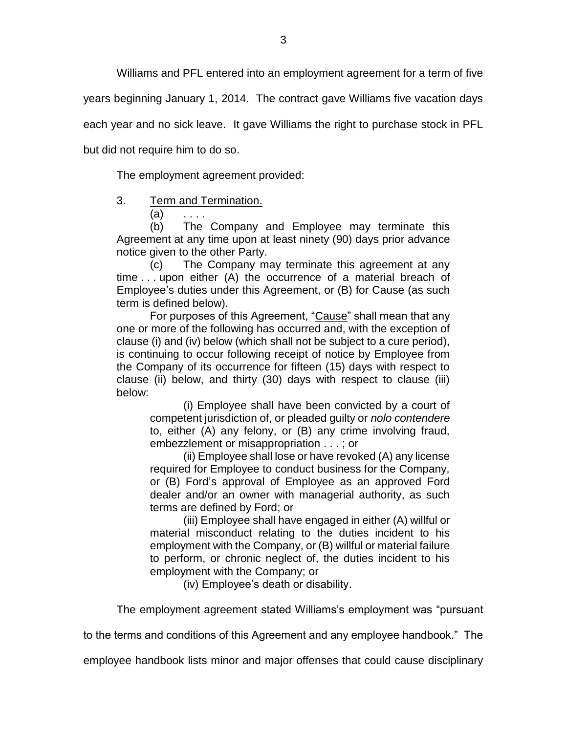Williams and PFL entered into an employment agreement for a term of five years beginning January 1, 2014. The contract gave Williams five vacation days each year and no sick leave. It gave Williams the right to purchase stock in PFL but did not require him to do so.

The employment agreement provided:

> 3. Term and Termination.
>
> (a) . . . .
>
> (b) The Company and Employee may terminate this Agreement at any time upon at least ninety (90) days prior advance notice given to the other Party.
>
> (c) The Company may terminate this agreement at any time . . . upon either (A) the occurrence of a material breach of Employee's duties under this Agreement, or (B) for Cause (as such term is defined below).
>
> For purposes of this Agreement, "Cause" shall mean that any one or more of the following has occurred and, with the exception of clause (i) and (iv) below (which shall not be subject to a cure period), is continuing to occur following receipt of notice by Employee from the Company of its occurrence for fifteen (15) days with respect to clause (ii) below, and thirty (30) days with respect to clause (iii) below:
>
> (i) Employee shall have been convicted by a court of competent jurisdiction of, or pleaded guilty or *nolo contendere* to, either (A) any felony, or (B) any crime involving fraud, embezzlement or misappropriation . . . ; or
>
> (ii) Employee shall lose or have revoked (A) any license required for Employee to conduct business for the Company, or (B) Ford's approval of Employee as an approved Ford dealer and/or an owner with managerial authority, as such terms are defined by Ford; or
>
> (iii) Employee shall have engaged in either (A) willful or material misconduct relating to the duties incident to his employment with the Company, or (B) willful or material failure to perform, or chronic neglect of, the duties incident to his employment with the Company; or
>
> (iv) Employee's death or disability.

The employment agreement stated Williams's employment was "pursuant to the terms and conditions of this Agreement and any employee handbook." The employee handbook lists minor and major offenses that could cause disciplinary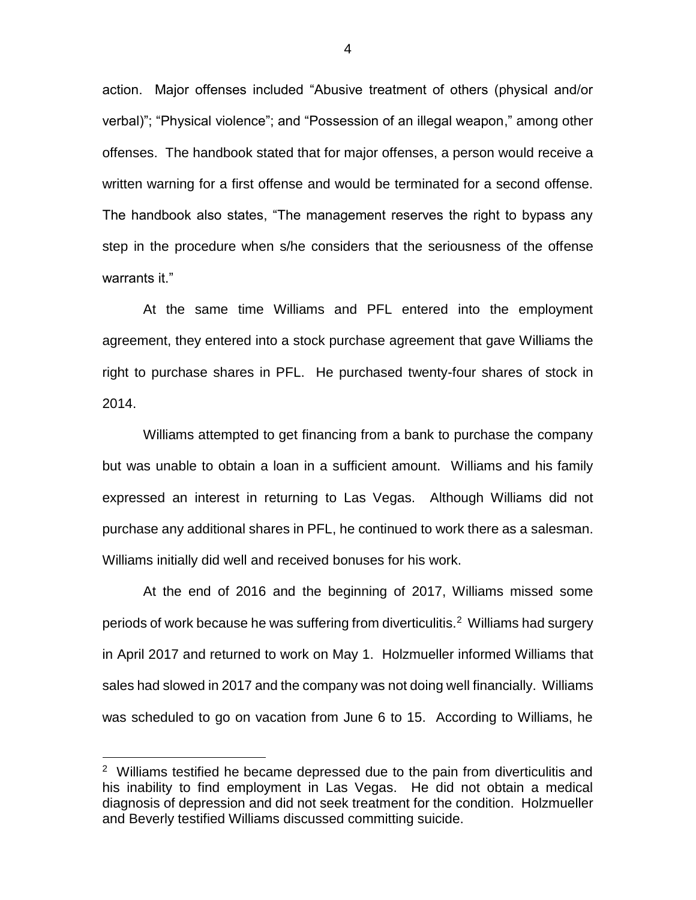action. Major offenses included "Abusive treatment of others (physical and/or verbal)"; "Physical violence"; and "Possession of an illegal weapon," among other offenses. The handbook stated that for major offenses, a person would receive a written warning for a first offense and would be terminated for a second offense. The handbook also states, "The management reserves the right to bypass any step in the procedure when s/he considers that the seriousness of the offense warrants it."

At the same time Williams and PFL entered into the employment agreement, they entered into a stock purchase agreement that gave Williams the right to purchase shares in PFL. He purchased twenty-four shares of stock in 2014.

Williams attempted to get financing from a bank to purchase the company but was unable to obtain a loan in a sufficient amount. Williams and his family expressed an interest in returning to Las Vegas. Although Williams did not purchase any additional shares in PFL, he continued to work there as a salesman. Williams initially did well and received bonuses for his work.

At the end of 2016 and the beginning of 2017, Williams missed some periods of work because he was suffering from diverticulitis.[2] Williams had surgery in April 2017 and returned to work on May 1. Holzmueller informed Williams that sales had slowed in 2017 and the company was not doing well financially. Williams was scheduled to go on vacation from June 6 to 15. According to Williams, he

[2] Williams testified he became depressed due to the pain from diverticulitis and his inability to find employment in Las Vegas. He did not obtain a medical diagnosis of depression and did not seek treatment for the condition. Holzmueller and Beverly testified Williams discussed committing suicide.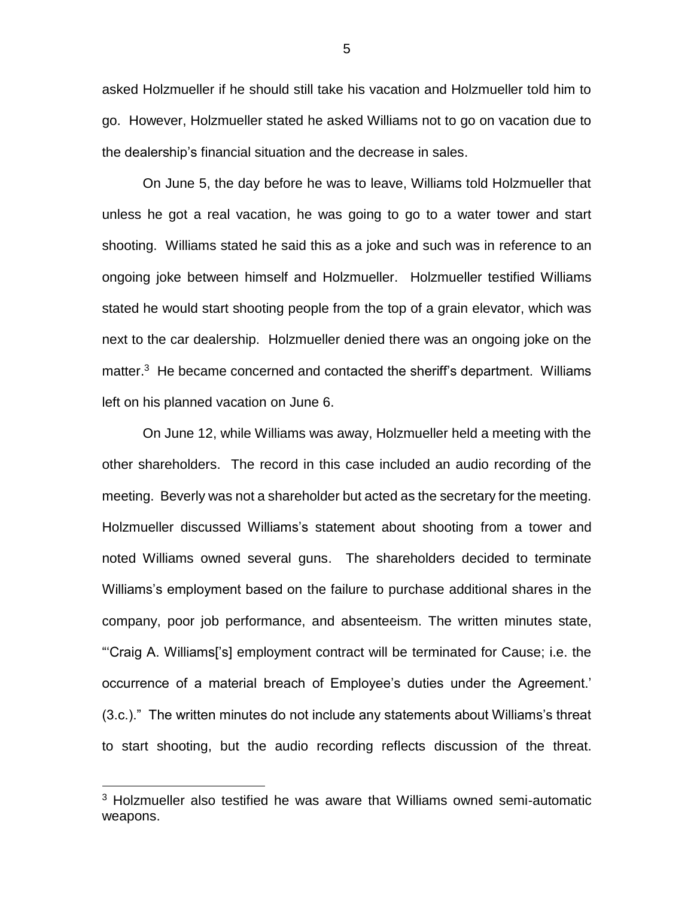asked Holzmueller if he should still take his vacation and Holzmueller told him to go. However, Holzmueller stated he asked Williams not to go on vacation due to the dealership's financial situation and the decrease in sales.

On June 5, the day before he was to leave, Williams told Holzmueller that unless he got a real vacation, he was going to go to a water tower and start shooting. Williams stated he said this as a joke and such was in reference to an ongoing joke between himself and Holzmueller. Holzmueller testified Williams stated he would start shooting people from the top of a grain elevator, which was next to the car dealership. Holzmueller denied there was an ongoing joke on the matter.[3] He became concerned and contacted the sheriff's department. Williams left on his planned vacation on June 6.

On June 12, while Williams was away, Holzmueller held a meeting with the other shareholders. The record in this case included an audio recording of the meeting. Beverly was not a shareholder but acted as the secretary for the meeting. Holzmueller discussed Williams's statement about shooting from a tower and noted Williams owned several guns. The shareholders decided to terminate Williams's employment based on the failure to purchase additional shares in the company, poor job performance, and absenteeism. The written minutes state, "'Craig A. Williams['s] employment contract will be terminated for Cause; i.e. the occurrence of a material breach of Employee's duties under the Agreement.' (3.c.)." The written minutes do not include any statements about Williams's threat to start shooting, but the audio recording reflects discussion of the threat.

[3] Holzmueller also testified he was aware that Williams owned semi-automatic weapons.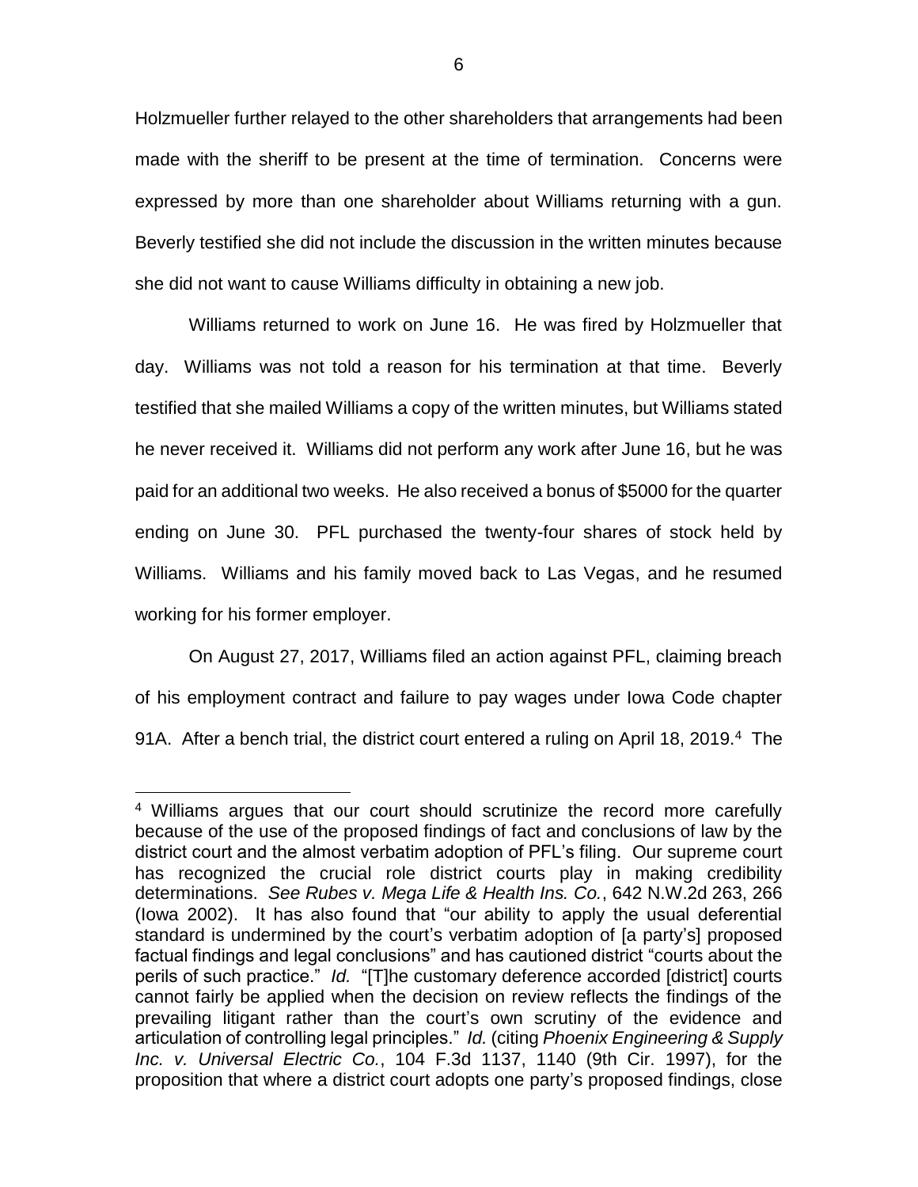Holzmueller further relayed to the other shareholders that arrangements had been made with the sheriff to be present at the time of termination. Concerns were expressed by more than one shareholder about Williams returning with a gun. Beverly testified she did not include the discussion in the written minutes because she did not want to cause Williams difficulty in obtaining a new job.

Williams returned to work on June 16. He was fired by Holzmueller that day. Williams was not told a reason for his termination at that time. Beverly testified that she mailed Williams a copy of the written minutes, but Williams stated he never received it. Williams did not perform any work after June 16, but he was paid for an additional two weeks. He also received a bonus of $5000 for the quarter ending on June 30. PFL purchased the twenty-four shares of stock held by Williams. Williams and his family moved back to Las Vegas, and he resumed working for his former employer.

On August 27, 2017, Williams filed an action against PFL, claiming breach of his employment contract and failure to pay wages under Iowa Code chapter 91A. After a bench trial, the district court entered a ruling on April 18, 2019.[4] The

---

[4] Williams argues that our court should scrutinize the record more carefully because of the use of the proposed findings of fact and conclusions of law by the district court and the almost verbatim adoption of PFL's filing. Our supreme court has recognized the crucial role district courts play in making credibility determinations. *See Rubes v. Mega Life & Health Ins. Co.*, 642 N.W.2d 263, 266 (Iowa 2002). It has also found that "our ability to apply the usual deferential standard is undermined by the court's verbatim adoption of [a party's] proposed factual findings and legal conclusions" and has cautioned district "courts about the perils of such practice." *Id.* "[T]he customary deference accorded [district] courts cannot fairly be applied when the decision on review reflects the findings of the prevailing litigant rather than the court's own scrutiny of the evidence and articulation of controlling legal principles." *Id.* (citing *Phoenix Engineering & Supply Inc. v. Universal Electric Co.*, 104 F.3d 1137, 1140 (9th Cir. 1997), for the proposition that where a district court adopts one party's proposed findings, close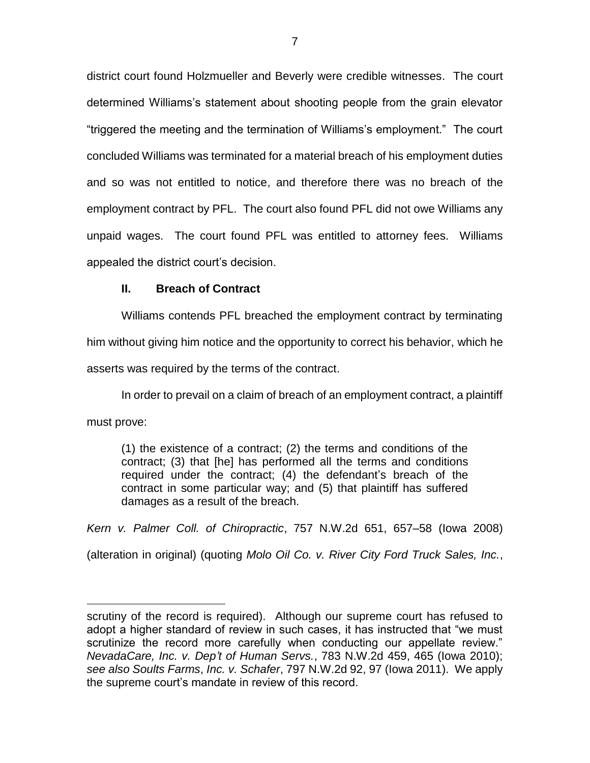district court found Holzmueller and Beverly were credible witnesses. The court determined Williams's statement about shooting people from the grain elevator "triggered the meeting and the termination of Williams's employment." The court concluded Williams was terminated for a material breach of his employment duties and so was not entitled to notice, and therefore there was no breach of the employment contract by PFL. The court also found PFL did not owe Williams any unpaid wages. The court found PFL was entitled to attorney fees. Williams appealed the district court's decision.

## II. Breach of Contract

Williams contends PFL breached the employment contract by terminating him without giving him notice and the opportunity to correct his behavior, which he asserts was required by the terms of the contract.

In order to prevail on a claim of breach of an employment contract, a plaintiff must prove:

> (1) the existence of a contract; (2) the terms and conditions of the contract; (3) that [he] has performed all the terms and conditions required under the contract; (4) the defendant's breach of the contract in some particular way; and (5) that plaintiff has suffered damages as a result of the breach.

*Kern v. Palmer Coll. of Chiropractic*, 757 N.W.2d 651, 657–58 (Iowa 2008) (alteration in original) (quoting *Molo Oil Co. v. River City Ford Truck Sales, Inc.*,

---

scrutiny of the record is required). Although our supreme court has refused to adopt a higher standard of review in such cases, it has instructed that "we must scrutinize the record more carefully when conducting our appellate review." *NevadaCare, Inc. v. Dep't of Human Servs.*, 783 N.W.2d 459, 465 (Iowa 2010); *see also Soults Farms*, *Inc. v. Schafer*, 797 N.W.2d 92, 97 (Iowa 2011). We apply the supreme court's mandate in review of this record.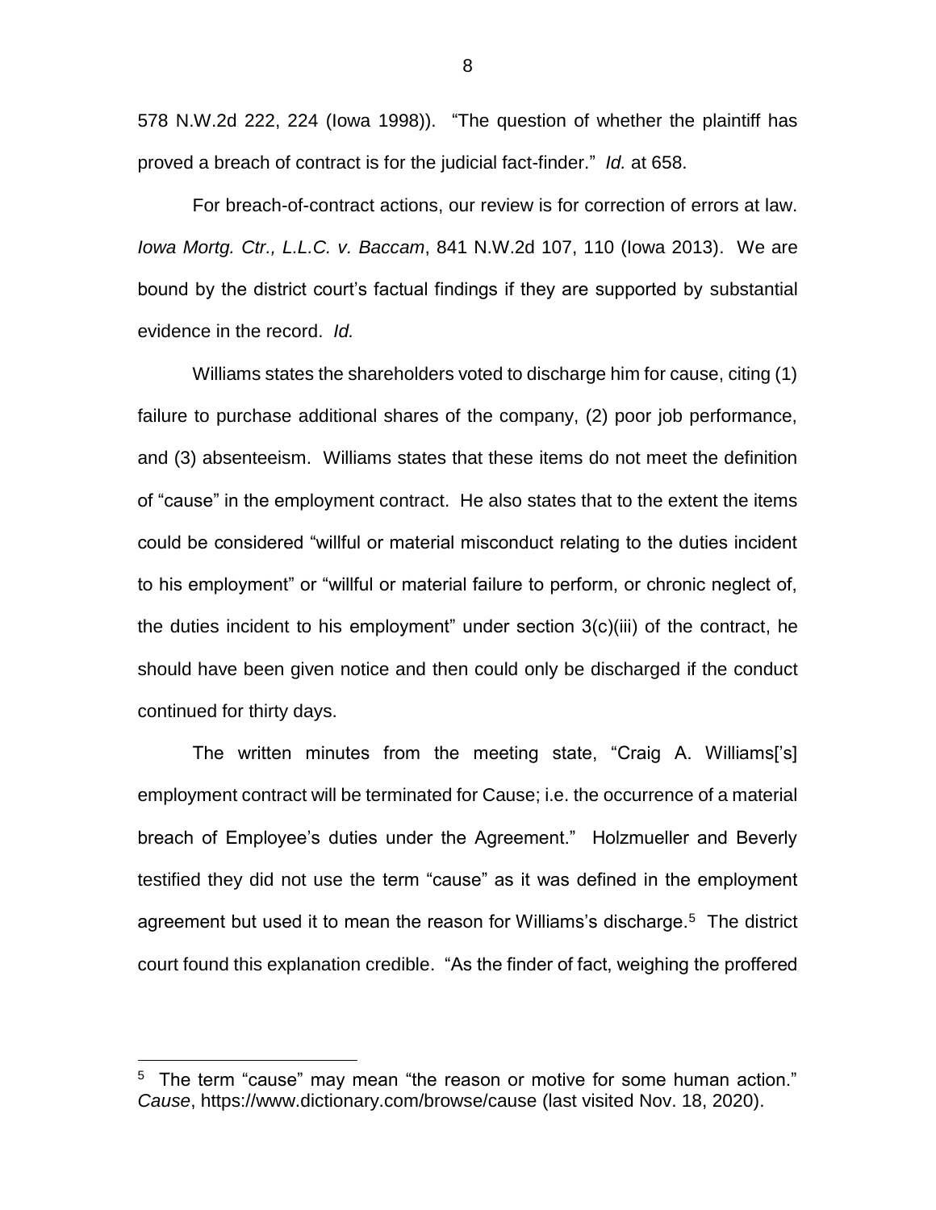578 N.W.2d 222, 224 (Iowa 1998)). "The question of whether the plaintiff has proved a breach of contract is for the judicial fact-finder." *Id.* at 658.

For breach-of-contract actions, our review is for correction of errors at law. *Iowa Mortg. Ctr., L.L.C. v. Baccam*, 841 N.W.2d 107, 110 (Iowa 2013). We are bound by the district court's factual findings if they are supported by substantial evidence in the record. *Id.*

Williams states the shareholders voted to discharge him for cause, citing (1) failure to purchase additional shares of the company, (2) poor job performance, and (3) absenteeism. Williams states that these items do not meet the definition of "cause" in the employment contract. He also states that to the extent the items could be considered "willful or material misconduct relating to the duties incident to his employment" or "willful or material failure to perform, or chronic neglect of, the duties incident to his employment" under section 3(c)(iii) of the contract, he should have been given notice and then could only be discharged if the conduct continued for thirty days.

The written minutes from the meeting state, "Craig A. Williams['s] employment contract will be terminated for Cause; i.e. the occurrence of a material breach of Employee's duties under the Agreement." Holzmueller and Beverly testified they did not use the term "cause" as it was defined in the employment agreement but used it to mean the reason for Williams's discharge.[5] The district court found this explanation credible. "As the finder of fact, weighing the proffered

---

[5] The term "cause" may mean "the reason or motive for some human action." *Cause*, https://www.dictionary.com/browse/cause (last visited Nov. 18, 2020).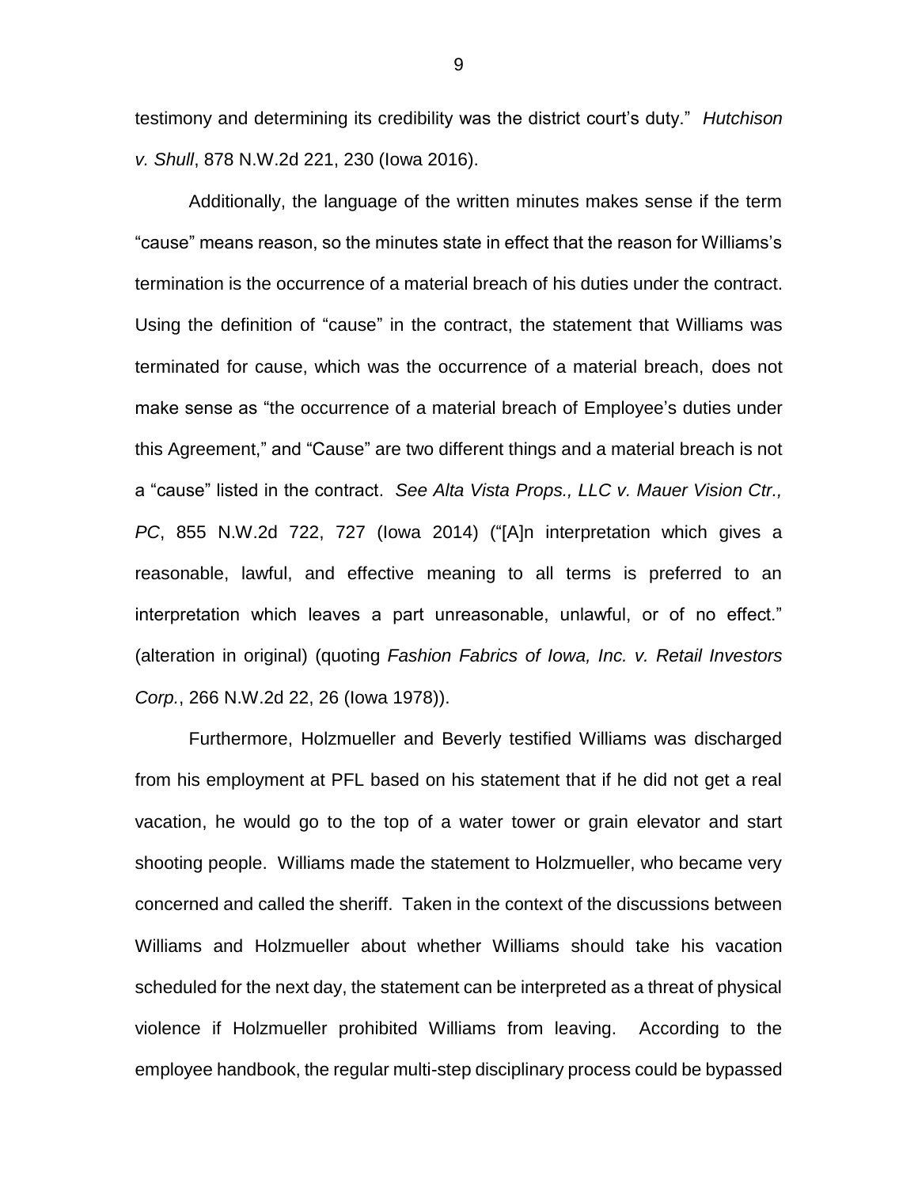testimony and determining its credibility was the district court's duty." *Hutchison v. Shull*, 878 N.W.2d 221, 230 (Iowa 2016).

Additionally, the language of the written minutes makes sense if the term "cause" means reason, so the minutes state in effect that the reason for Williams's termination is the occurrence of a material breach of his duties under the contract. Using the definition of "cause" in the contract, the statement that Williams was terminated for cause, which was the occurrence of a material breach, does not make sense as "the occurrence of a material breach of Employee's duties under this Agreement," and "Cause" are two different things and a material breach is not a "cause" listed in the contract. *See Alta Vista Props., LLC v. Mauer Vision Ctr., PC*, 855 N.W.2d 722, 727 (Iowa 2014) ("[A]n interpretation which gives a reasonable, lawful, and effective meaning to all terms is preferred to an interpretation which leaves a part unreasonable, unlawful, or of no effect." (alteration in original) (quoting *Fashion Fabrics of Iowa, Inc. v. Retail Investors Corp.*, 266 N.W.2d 22, 26 (Iowa 1978)).

Furthermore, Holzmueller and Beverly testified Williams was discharged from his employment at PFL based on his statement that if he did not get a real vacation, he would go to the top of a water tower or grain elevator and start shooting people. Williams made the statement to Holzmueller, who became very concerned and called the sheriff. Taken in the context of the discussions between Williams and Holzmueller about whether Williams should take his vacation scheduled for the next day, the statement can be interpreted as a threat of physical violence if Holzmueller prohibited Williams from leaving. According to the employee handbook, the regular multi-step disciplinary process could be bypassed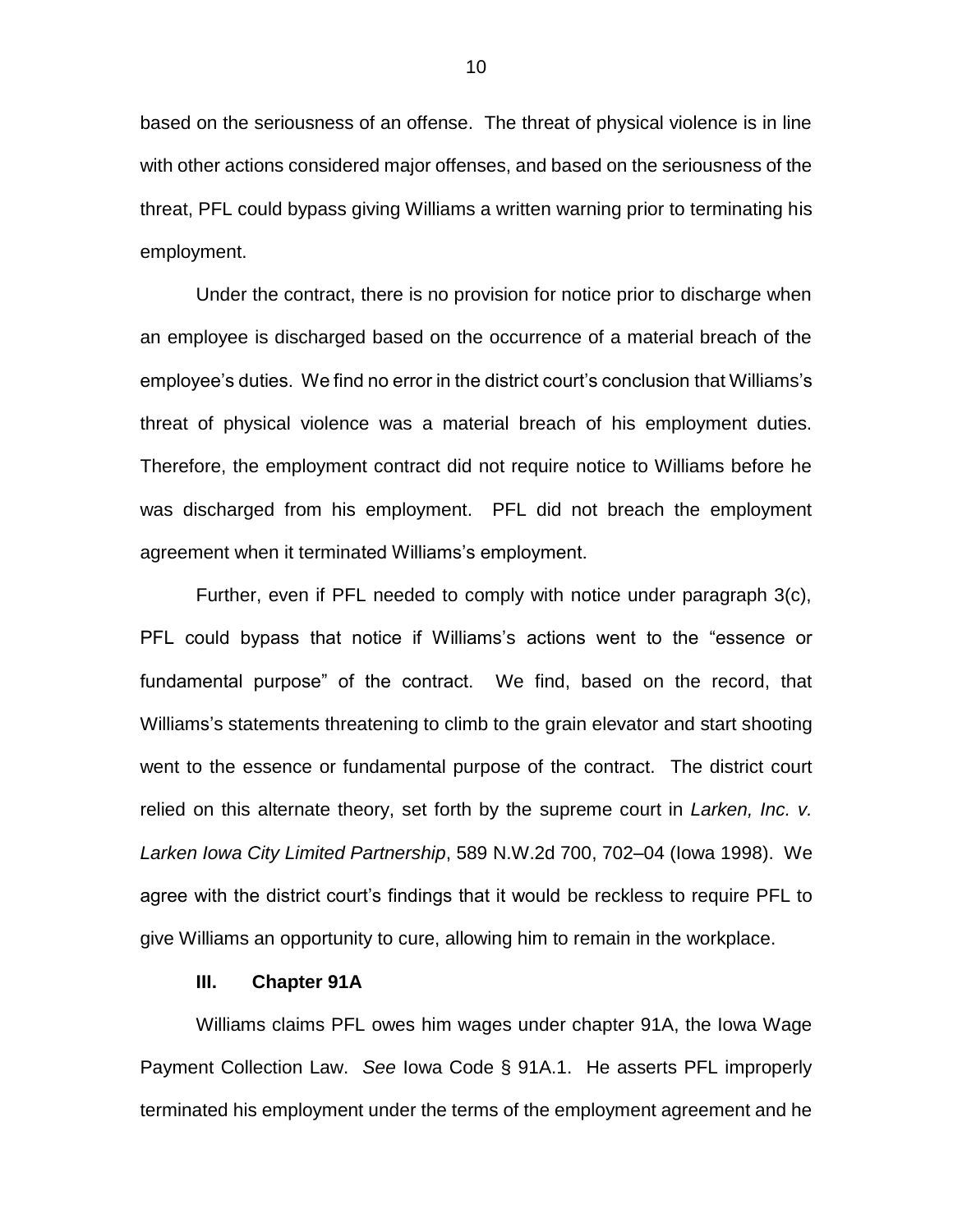based on the seriousness of an offense. The threat of physical violence is in line with other actions considered major offenses, and based on the seriousness of the threat, PFL could bypass giving Williams a written warning prior to terminating his employment.

Under the contract, there is no provision for notice prior to discharge when an employee is discharged based on the occurrence of a material breach of the employee's duties. We find no error in the district court's conclusion that Williams's threat of physical violence was a material breach of his employment duties. Therefore, the employment contract did not require notice to Williams before he was discharged from his employment. PFL did not breach the employment agreement when it terminated Williams's employment.

Further, even if PFL needed to comply with notice under paragraph 3(c), PFL could bypass that notice if Williams's actions went to the "essence or fundamental purpose" of the contract. We find, based on the record, that Williams's statements threatening to climb to the grain elevator and start shooting went to the essence or fundamental purpose of the contract. The district court relied on this alternate theory, set forth by the supreme court in *Larken, Inc. v. Larken Iowa City Limited Partnership*, 589 N.W.2d 700, 702–04 (Iowa 1998). We agree with the district court's findings that it would be reckless to require PFL to give Williams an opportunity to cure, allowing him to remain in the workplace.

### **III. Chapter 91A**

Williams claims PFL owes him wages under chapter 91A, the Iowa Wage Payment Collection Law. *See* Iowa Code § 91A.1. He asserts PFL improperly terminated his employment under the terms of the employment agreement and he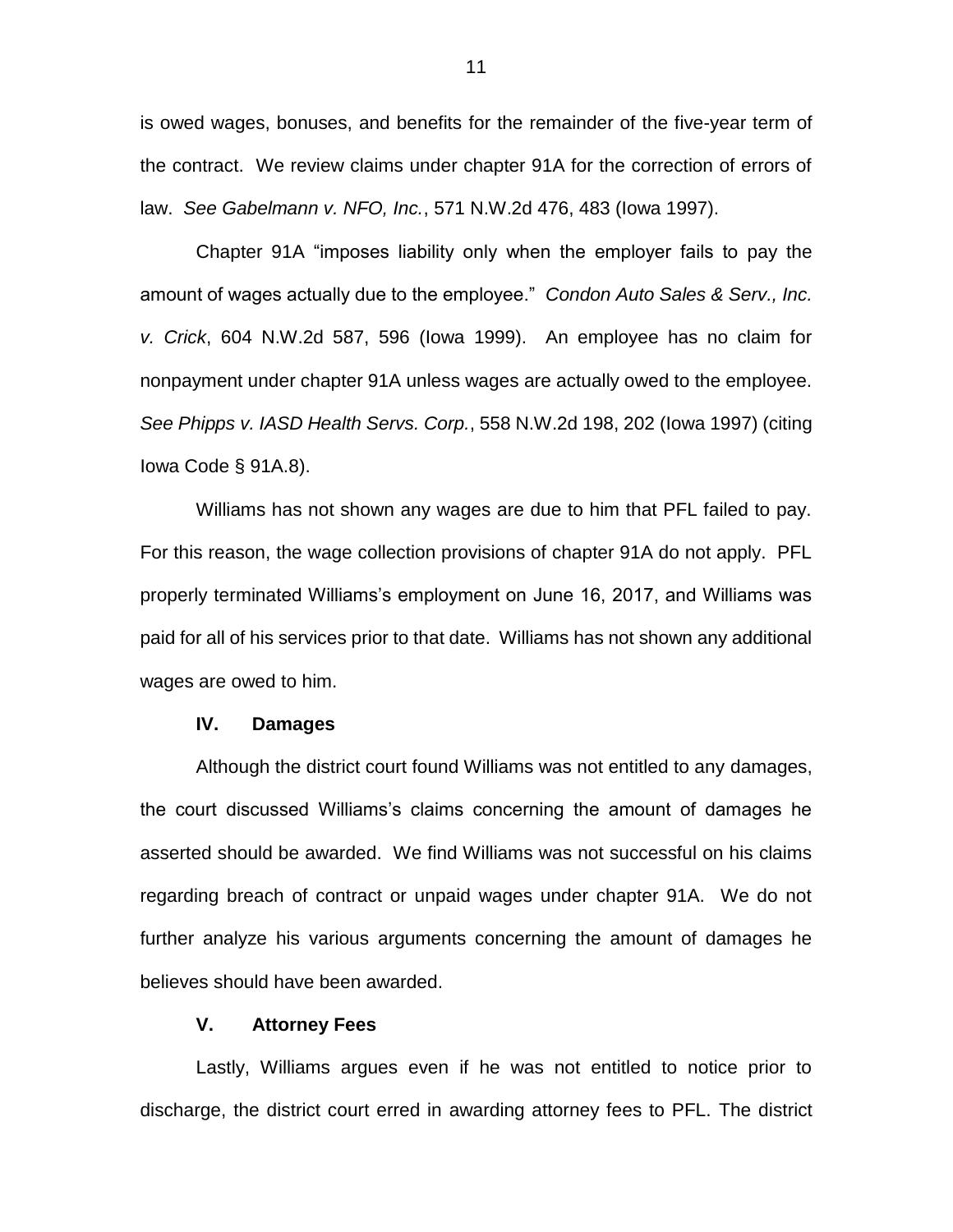is owed wages, bonuses, and benefits for the remainder of the five-year term of the contract. We review claims under chapter 91A for the correction of errors of law. *See Gabelmann v. NFO, Inc.*, 571 N.W.2d 476, 483 (Iowa 1997).

Chapter 91A "imposes liability only when the employer fails to pay the amount of wages actually due to the employee." *Condon Auto Sales & Serv., Inc. v. Crick*, 604 N.W.2d 587, 596 (Iowa 1999). An employee has no claim for nonpayment under chapter 91A unless wages are actually owed to the employee. *See Phipps v. IASD Health Servs. Corp.*, 558 N.W.2d 198, 202 (Iowa 1997) (citing Iowa Code § 91A.8).

Williams has not shown any wages are due to him that PFL failed to pay. For this reason, the wage collection provisions of chapter 91A do not apply. PFL properly terminated Williams's employment on June 16, 2017, and Williams was paid for all of his services prior to that date. Williams has not shown any additional wages are owed to him.

## IV. Damages

Although the district court found Williams was not entitled to any damages, the court discussed Williams's claims concerning the amount of damages he asserted should be awarded. We find Williams was not successful on his claims regarding breach of contract or unpaid wages under chapter 91A. We do not further analyze his various arguments concerning the amount of damages he believes should have been awarded.

## V. Attorney Fees

Lastly, Williams argues even if he was not entitled to notice prior to discharge, the district court erred in awarding attorney fees to PFL. The district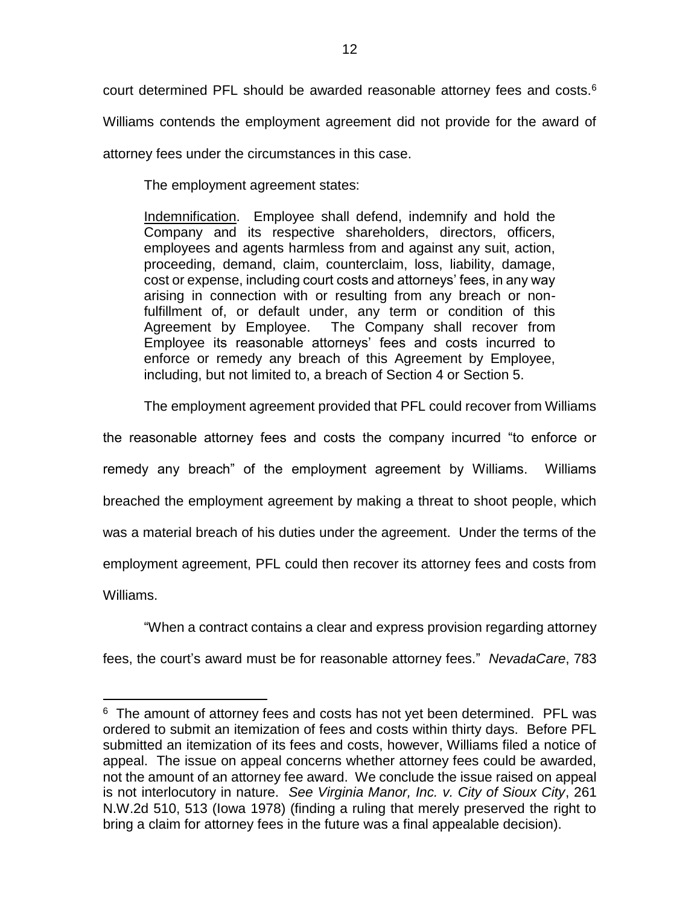court determined PFL should be awarded reasonable attorney fees and costs.[6] Williams contends the employment agreement did not provide for the award of attorney fees under the circumstances in this case.

The employment agreement states:

> Indemnification. Employee shall defend, indemnify and hold the Company and its respective shareholders, directors, officers, employees and agents harmless from and against any suit, action, proceeding, demand, claim, counterclaim, loss, liability, damage, cost or expense, including court costs and attorneys' fees, in any way arising in connection with or resulting from any breach or non-fulfillment of, or default under, any term or condition of this Agreement by Employee. The Company shall recover from Employee its reasonable attorneys' fees and costs incurred to enforce or remedy any breach of this Agreement by Employee, including, but not limited to, a breach of Section 4 or Section 5.

The employment agreement provided that PFL could recover from Williams the reasonable attorney fees and costs the company incurred "to enforce or remedy any breach" of the employment agreement by Williams. Williams breached the employment agreement by making a threat to shoot people, which was a material breach of his duties under the agreement. Under the terms of the employment agreement, PFL could then recover its attorney fees and costs from Williams.

"When a contract contains a clear and express provision regarding attorney fees, the court's award must be for reasonable attorney fees." *NevadaCare*, 783

---

[6] The amount of attorney fees and costs has not yet been determined. PFL was ordered to submit an itemization of fees and costs within thirty days. Before PFL submitted an itemization of its fees and costs, however, Williams filed a notice of appeal. The issue on appeal concerns whether attorney fees could be awarded, not the amount of an attorney fee award. We conclude the issue raised on appeal is not interlocutory in nature. *See Virginia Manor, Inc. v. City of Sioux City*, 261 N.W.2d 510, 513 (Iowa 1978) (finding a ruling that merely preserved the right to bring a claim for attorney fees in the future was a final appealable decision).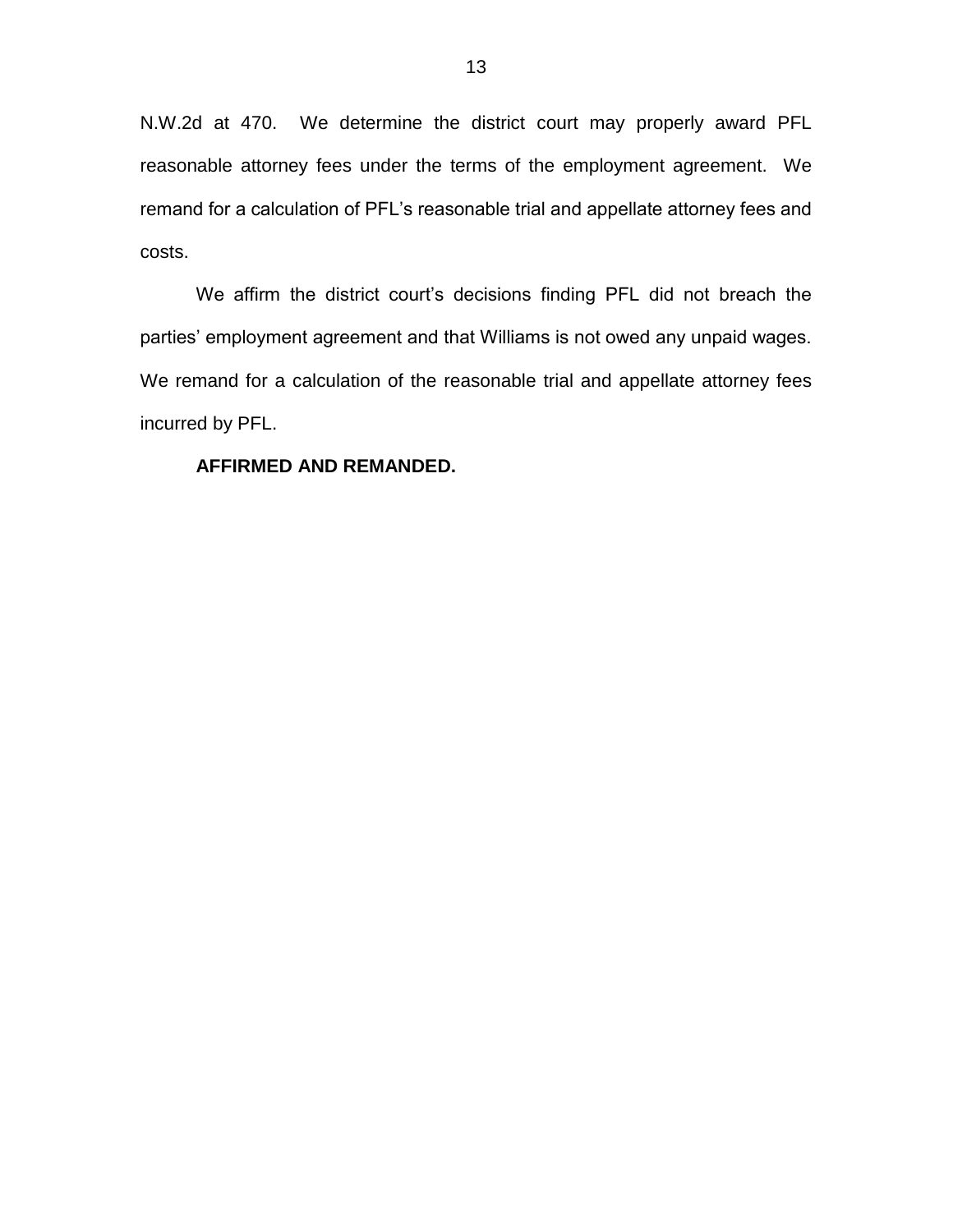N.W.2d at 470. We determine the district court may properly award PFL reasonable attorney fees under the terms of the employment agreement. We remand for a calculation of PFL's reasonable trial and appellate attorney fees and costs.

We affirm the district court's decisions finding PFL did not breach the parties' employment agreement and that Williams is not owed any unpaid wages. We remand for a calculation of the reasonable trial and appellate attorney fees incurred by PFL.

**AFFIRMED AND REMANDED.**